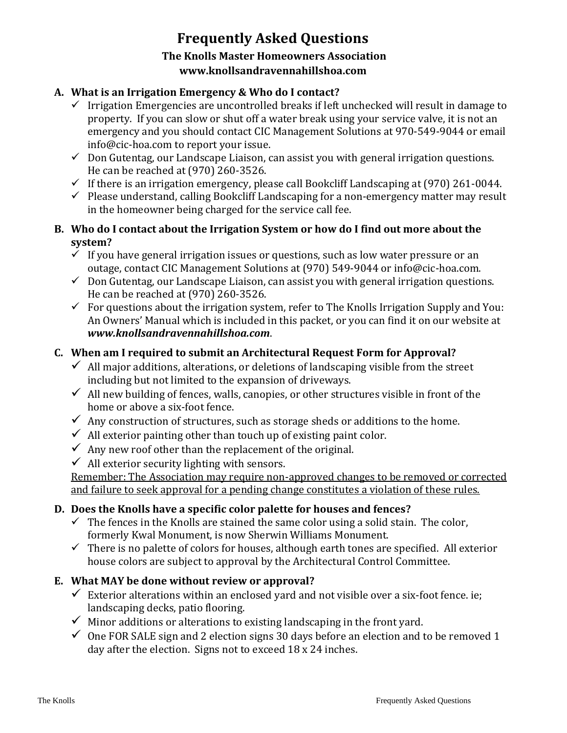# Frequently Asked Questions

## The Knolls Master Homeowners Association

**www.knollsandravennahillshoa.com**

### A. What is an Irrigation Emergency & Who do I contact?

- ✓ Irrigation Emergencies are uncontrolled breaks if left unchecked will result in damage to property. If you can slow or shut off a water break using your service valve, it is not an emergency and you should contact CIC Management Solutions at 970-549-9044 or email info@cic-hoa.com to report your issue.
- ✓ Don Gutentag, our Landscape Liaison, can assist you with general irrigation questions. He can be reached at (970) 260-3526.
- ✓ If there is an irrigation emergency, please call Bookcliff Landscaping at (970) 261-0044.
- ✓ Please understand, calling Bookcliff Landscaping for a non-emergency matter may result in the homeowner being charged for the service call fee.

### B. Who do I contact about the Irrigation System or how do I find out more about the system?

- ✓ If you have general irrigation issues or questions, such as low water pressure or an outage, contact CIC Management Solutions at (970) 549-9044 or info@cic-hoa.com.
- ✓ Don Gutentag, our Landscape Liaison, can assist you with general irrigation questions. He can be reached at (970) 260-3526.
- ✓ For questions about the irrigation system, refer to The Knolls Irrigation Supply and You: An Owners' Manual which is included in this packet, or you can find it on our website at ***www.knollsandravennahillshoa.com***.

### C. When am I required to submit an Architectural Request Form for Approval?

- ✓ All major additions, alterations, or deletions of landscaping visible from the street including but not limited to the expansion of driveways.
- ✓ All new building of fences, walls, canopies, or other structures visible in front of the home or above a six-foot fence.
- ✓ Any construction of structures, such as storage sheds or additions to the home.
- ✓ All exterior painting other than touch up of existing paint color.
- ✓ Any new roof other than the replacement of the original.
- ✓ All exterior security lighting with sensors.

<u>Remember: The Association may require non-approved changes to be removed or corrected and failure to seek approval for a pending change constitutes a violation of these rules.</u>

### D. Does the Knolls have a specific color palette for houses and fences?

- ✓ The fences in the Knolls are stained the same color using a solid stain. The color, formerly Kwal Monument, is now Sherwin Williams Monument.
- ✓ There is no palette of colors for houses, although earth tones are specified. All exterior house colors are subject to approval by the Architectural Control Committee.

### E. What MAY be done without review or approval?

- ✓ Exterior alterations within an enclosed yard and not visible over a six-foot fence. ie; landscaping decks, patio flooring.
- ✓ Minor additions or alterations to existing landscaping in the front yard.
- ✓ One FOR SALE sign and 2 election signs 30 days before an election and to be removed 1 day after the election. Signs not to exceed 18 x 24 inches.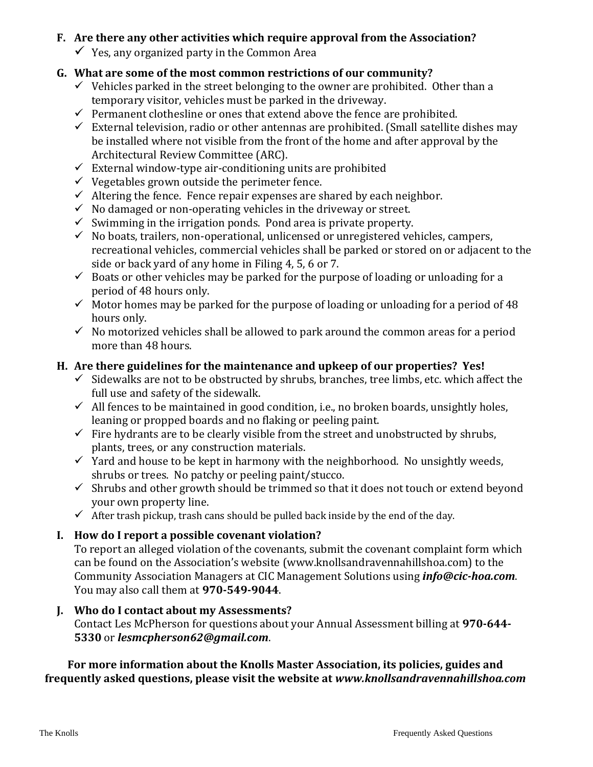**F. Are there any other activities which require approval from the Association?**

- ✓ Yes, any organized party in the Common Area

**G. What are some of the most common restrictions of our community?**

- ✓ Vehicles parked in the street belonging to the owner are prohibited. Other than a temporary visitor, vehicles must be parked in the driveway.
- ✓ Permanent clothesline or ones that extend above the fence are prohibited.
- ✓ External television, radio or other antennas are prohibited. (Small satellite dishes may be installed where not visible from the front of the home and after approval by the Architectural Review Committee (ARC).
- ✓ External window-type air-conditioning units are prohibited
- ✓ Vegetables grown outside the perimeter fence.
- ✓ Altering the fence. Fence repair expenses are shared by each neighbor.
- ✓ No damaged or non-operating vehicles in the driveway or street.
- ✓ Swimming in the irrigation ponds. Pond area is private property.
- ✓ No boats, trailers, non-operational, unlicensed or unregistered vehicles, campers, recreational vehicles, commercial vehicles shall be parked or stored on or adjacent to the side or back yard of any home in Filing 4, 5, 6 or 7.
- ✓ Boats or other vehicles may be parked for the purpose of loading or unloading for a period of 48 hours only.
- ✓ Motor homes may be parked for the purpose of loading or unloading for a period of 48 hours only.
- ✓ No motorized vehicles shall be allowed to park around the common areas for a period more than 48 hours.

**H. Are there guidelines for the maintenance and upkeep of our properties? Yes!**

- ✓ Sidewalks are not to be obstructed by shrubs, branches, tree limbs, etc. which affect the full use and safety of the sidewalk.
- ✓ All fences to be maintained in good condition, i.e., no broken boards, unsightly holes, leaning or propped boards and no flaking or peeling paint.
- ✓ Fire hydrants are to be clearly visible from the street and unobstructed by shrubs, plants, trees, or any construction materials.
- ✓ Yard and house to be kept in harmony with the neighborhood. No unsightly weeds, shrubs or trees. No patchy or peeling paint/stucco.
- ✓ Shrubs and other growth should be trimmed so that it does not touch or extend beyond your own property line.
- ✓ After trash pickup, trash cans should be pulled back inside by the end of the day.

**I. How do I report a possible covenant violation?**

To report an alleged violation of the covenants, submit the covenant complaint form which can be found on the Association's website (www.knollsandravennahillshoa.com) to the Community Association Managers at CIC Management Solutions using ***info@cic-hoa.com***. You may also call them at **970-549-9044**.

**J. Who do I contact about my Assessments?**

Contact Les McPherson for questions about your Annual Assessment billing at **970-644-5330** or ***lesmcpherson62@gmail.com***.

**For more information about the Knolls Master Association, its policies, guides and frequently asked questions, please visit the website at *www.knollsandravennahillshoa.com***